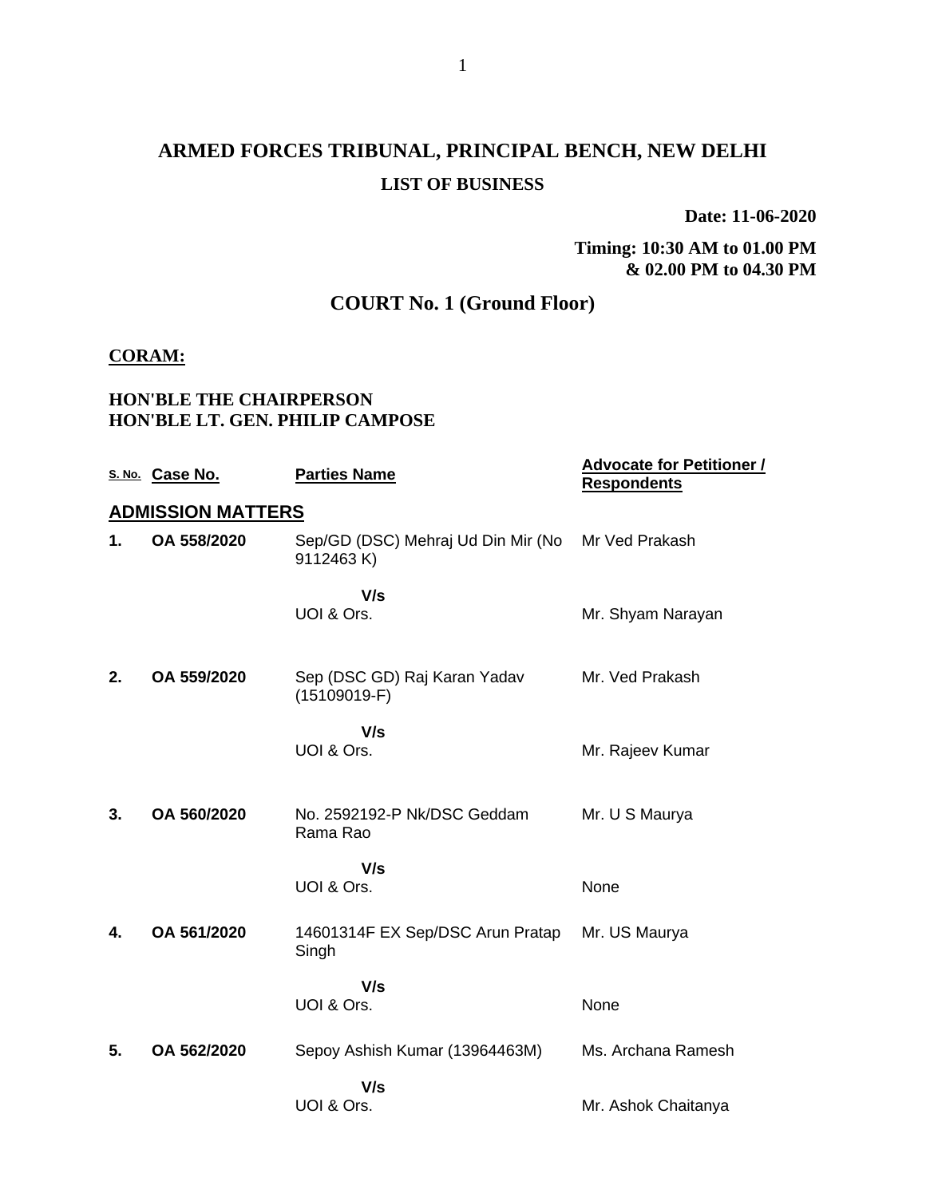# ARMED FORCES TRIBUNAL, PRINCIPAL BENCH, NEW DELHI

## LIST OF BUSINESS

**Date: 11-06-2020**

**Timing: 10:30 AM to 01.00 PM & 02.00 PM to 04.30 PM**

## COURT No. 1 (Ground Floor)

**CORAM:**

**HON'BLE THE CHAIRPERSON**
**HON'BLE LT. GEN. PHILIP CAMPOSE**

| S. No. | Case No. | Parties Name | Advocate for Petitioner / Respondents |
|---|---|---|---|
| **ADMISSION MATTERS** | | | |
| **1.** | **OA 558/2020** | Sep/GD (DSC) Mehraj Ud Din Mir (No 9112463 K) | Mr Ved Prakash |
| | | **V/s** UOI & Ors. | Mr. Shyam Narayan |
| **2.** | **OA 559/2020** | Sep (DSC GD) Raj Karan Yadav (15109019-F) | Mr. Ved Prakash |
| | | **V/s** UOI & Ors. | Mr. Rajeev Kumar |
| **3.** | **OA 560/2020** | No. 2592192-P Nk/DSC Geddam Rama Rao | Mr. U S Maurya |
| | | **V/s** UOI & Ors. | None |
| **4.** | **OA 561/2020** | 14601314F EX Sep/DSC Arun Pratap Singh | Mr. US Maurya |
| | | **V/s** UOI & Ors. | None |
| **5.** | **OA 562/2020** | Sepoy Ashish Kumar (13964463M) | Ms. Archana Ramesh |
| | | **V/s** UOI & Ors. | Mr. Ashok Chaitanya |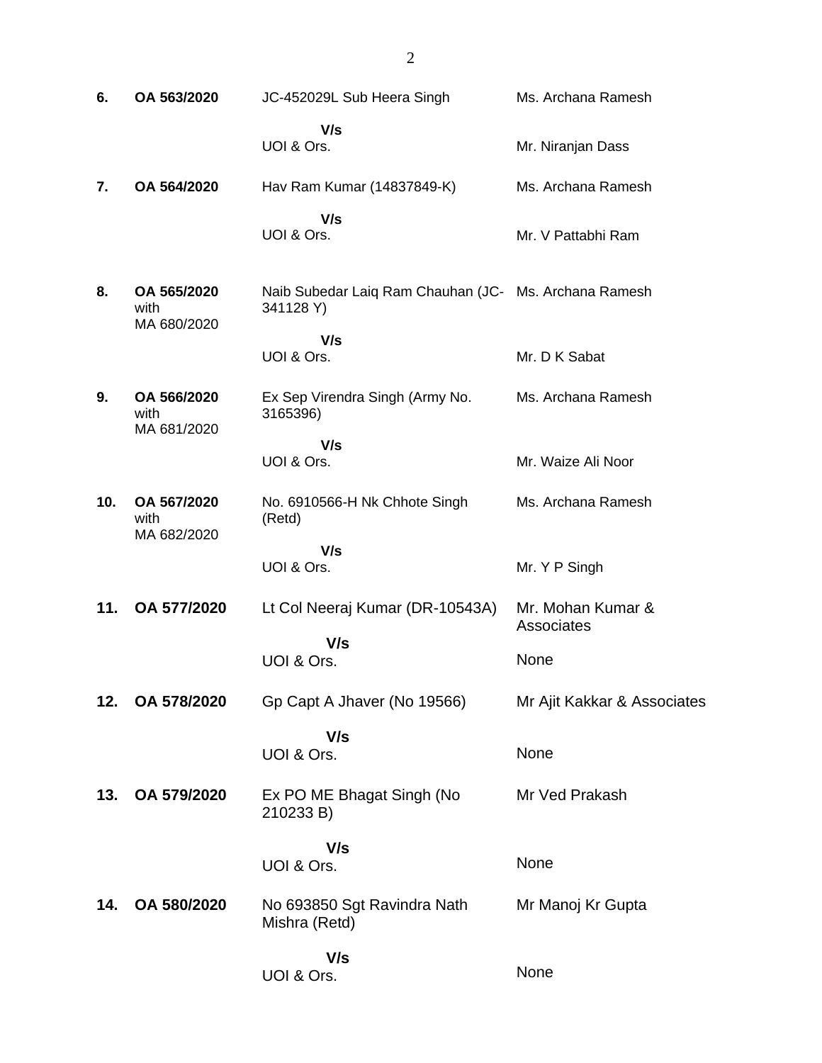| | | | |
|---|---|---|---|
| **6.** | **OA 563/2020** | JC-452029L Sub Heera Singh | Ms. Archana Ramesh |
| | | **V/s** UOI & Ors. | Mr. Niranjan Dass |
| **7.** | **OA 564/2020** | Hav Ram Kumar (14837849-K) | Ms. Archana Ramesh |
| | | **V/s** UOI & Ors. | Mr. V Pattabhi Ram |
| **8.** | **OA 565/2020** with MA 680/2020 | Naib Subedar Laiq Ram Chauhan (JC-341128 Y) | Ms. Archana Ramesh |
| | | **V/s** UOI & Ors. | Mr. D K Sabat |
| **9.** | **OA 566/2020** with MA 681/2020 | Ex Sep Virendra Singh (Army No. 3165396) | Ms. Archana Ramesh |
| | | **V/s** UOI & Ors. | Mr. Waize Ali Noor |
| **10.** | **OA 567/2020** with MA 682/2020 | No. 6910566-H Nk Chhote Singh (Retd) | Ms. Archana Ramesh |
| | | **V/s** UOI & Ors. | Mr. Y P Singh |
| **11.** | **OA 577/2020** | Lt Col Neeraj Kumar (DR-10543A) | Mr. Mohan Kumar & Associates |
| | | **V/s** UOI & Ors. | None |
| **12.** | **OA 578/2020** | Gp Capt A Jhaver (No 19566) | Mr Ajit Kakkar & Associates |
| | | **V/s** UOI & Ors. | None |
| **13.** | **OA 579/2020** | Ex PO ME Bhagat Singh (No 210233 B) | Mr Ved Prakash |
| | | **V/s** UOI & Ors. | None |
| **14.** | **OA 580/2020** | No 693850 Sgt Ravindra Nath Mishra (Retd) | Mr Manoj Kr Gupta |
| | | **V/s** UOI & Ors. | None |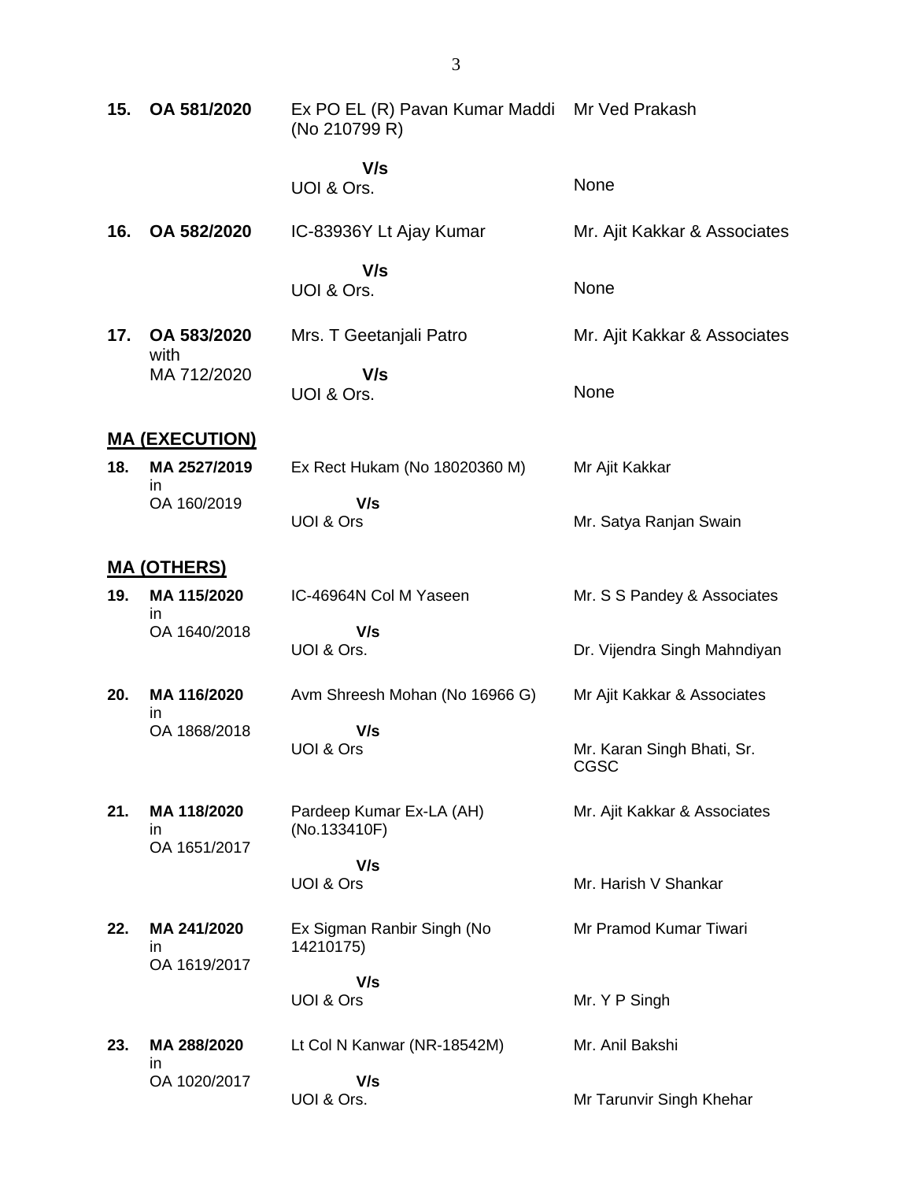| | | | |
|---|---|---|---|
| **15.** | **OA 581/2020** | Ex PO EL (R) Pavan Kumar Maddi (No 210799 R) | Mr Ved Prakash |
| | | **V/s** UOI & Ors. | None |
| **16.** | **OA 582/2020** | IC-83936Y Lt Ajay Kumar | Mr. Ajit Kakkar & Associates |
| | | **V/s** UOI & Ors. | None |
| **17.** | **OA 583/2020** with MA 712/2020 | Mrs. T Geetanjali Patro | Mr. Ajit Kakkar & Associates |
| | | **V/s** UOI & Ors. | None |

## MA (EXECUTION)

| | | | |
|---|---|---|---|
| **18.** | **MA 2527/2019** in OA 160/2019 | Ex Rect Hukam (No 18020360 M) | Mr Ajit Kakkar |
| | | **V/s** UOI & Ors | Mr. Satya Ranjan Swain |

## MA (OTHERS)

| | | | |
|---|---|---|---|
| **19.** | **MA 115/2020** in OA 1640/2018 | IC-46964N Col M Yaseen | Mr. S S Pandey & Associates |
| | | **V/s** UOI & Ors. | Dr. Vijendra Singh Mahndiyan |
| **20.** | **MA 116/2020** in OA 1868/2018 | Avm Shreesh Mohan (No 16966 G) | Mr Ajit Kakkar & Associates |
| | | **V/s** UOI & Ors | Mr. Karan Singh Bhati, Sr. CGSC |
| **21.** | **MA 118/2020** in OA 1651/2017 | Pardeep Kumar Ex-LA (AH) (No.133410F) | Mr. Ajit Kakkar & Associates |
| | | **V/s** UOI & Ors | Mr. Harish V Shankar |
| **22.** | **MA 241/2020** in OA 1619/2017 | Ex Sigman Ranbir Singh (No 14210175) | Mr Pramod Kumar Tiwari |
| | | **V/s** UOI & Ors | Mr. Y P Singh |
| **23.** | **MA 288/2020** in OA 1020/2017 | Lt Col N Kanwar (NR-18542M) | Mr. Anil Bakshi |
| | | **V/s** UOI & Ors. | Mr Tarunvir Singh Khehar |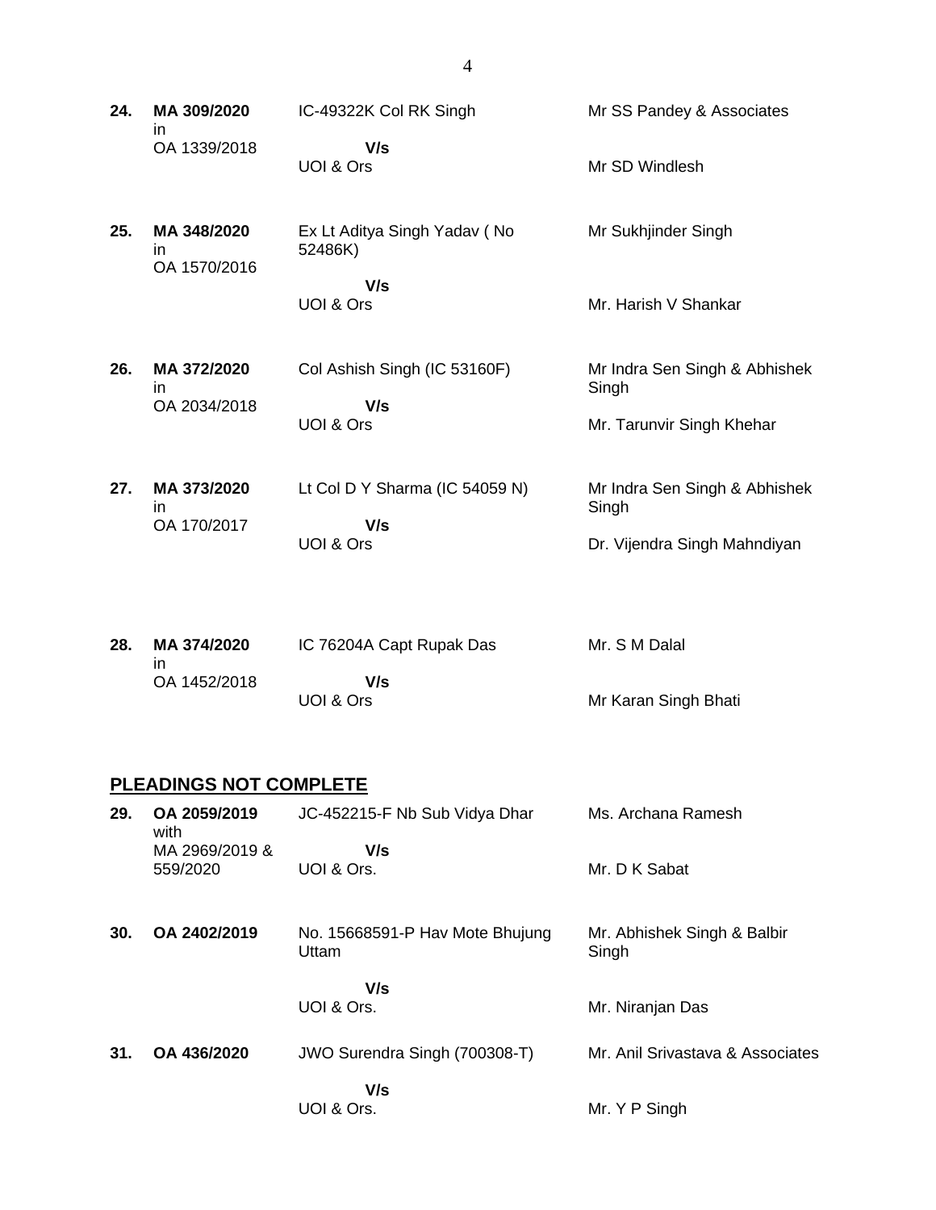| | | | |
|---|---|---|---|
| **24.** | **MA 309/2020** in OA 1339/2018 | IC-49322K Col RK Singh **V/s** UOI & Ors | Mr SS Pandey & Associates<br><br>Mr SD Windlesh |
| **25.** | **MA 348/2020** in OA 1570/2016 | Ex Lt Aditya Singh Yadav ( No 52486K) **V/s** UOI & Ors | Mr Sukhjinder Singh<br><br>Mr. Harish V Shankar |
| **26.** | **MA 372/2020** in OA 2034/2018 | Col Ashish Singh (IC 53160F) **V/s** UOI & Ors | Mr Indra Sen Singh & Abhishek Singh<br><br>Mr. Tarunvir Singh Khehar |
| **27.** | **MA 373/2020** in OA 170/2017 | Lt Col D Y Sharma (IC 54059 N) **V/s** UOI & Ors | Mr Indra Sen Singh & Abhishek Singh<br><br>Dr. Vijendra Singh Mahndiyan |
| **28.** | **MA 374/2020** in OA 1452/2018 | IC 76204A Capt Rupak Das **V/s** UOI & Ors | Mr. S M Dalal<br><br>Mr Karan Singh Bhati |

## PLEADINGS NOT COMPLETE

| | | | |
|---|---|---|---|
| **29.** | **OA 2059/2019** with MA 2969/2019 & 559/2020 | JC-452215-F Nb Sub Vidya Dhar **V/s** UOI & Ors. | Ms. Archana Ramesh<br><br>Mr. D K Sabat |
| **30.** | **OA 2402/2019** | No. 15668591-P Hav Mote Bhujung Uttam **V/s** UOI & Ors. | Mr. Abhishek Singh & Balbir Singh<br><br>Mr. Niranjan Das |
| **31.** | **OA 436/2020** | JWO Surendra Singh (700308-T) **V/s** UOI & Ors. | Mr. Anil Srivastava & Associates<br><br>Mr. Y P Singh |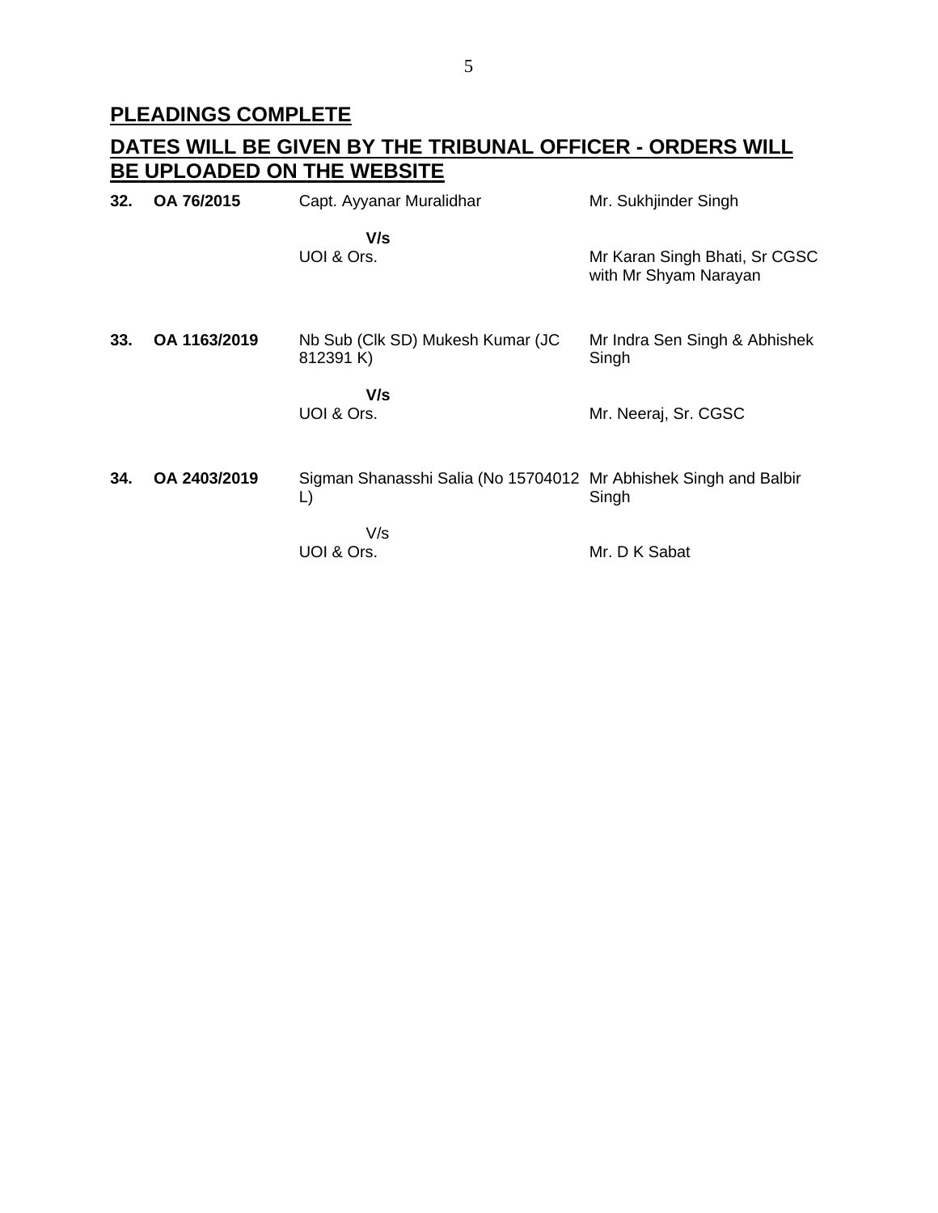**PLEADINGS COMPLETE**

**DATES WILL BE GIVEN BY THE TRIBUNAL OFFICER - ORDERS WILL BE UPLOADED ON THE WEBSITE**

| | | | |
|---|---|---|---|
| **32.** | **OA 76/2015** | Capt. Ayyanar Muralidhar | Mr. Sukhjinder Singh |
| | | **V/s** | |
| | | UOI & Ors. | Mr Karan Singh Bhati, Sr CGSC with Mr Shyam Narayan |
| **33.** | **OA 1163/2019** | Nb Sub (Clk SD) Mukesh Kumar (JC 812391 K) | Mr Indra Sen Singh & Abhishek Singh |
| | | **V/s** | |
| | | UOI & Ors. | Mr. Neeraj, Sr. CGSC |
| **34.** | **OA 2403/2019** | Sigman Shanasshi Salia (No 15704012 L) | Mr Abhishek Singh and Balbir Singh |
| | | V/s | |
| | | UOI & Ors. | Mr. D K Sabat |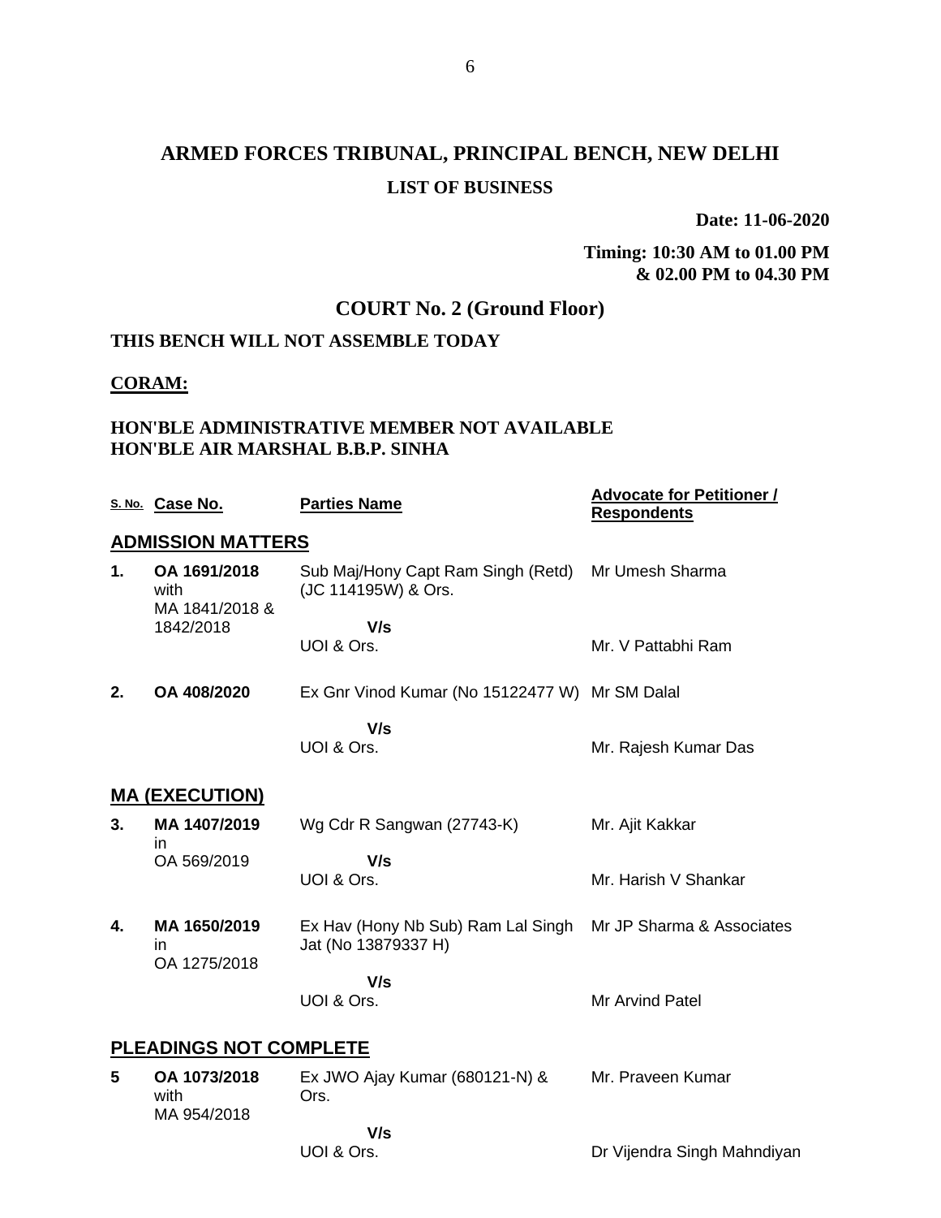# ARMED FORCES TRIBUNAL, PRINCIPAL BENCH, NEW DELHI

## LIST OF BUSINESS

**Date: 11-06-2020**

**Timing: 10:30 AM to 01.00 PM & 02.00 PM to 04.30 PM**

## COURT No. 2 (Ground Floor)

**THIS BENCH WILL NOT ASSEMBLE TODAY**

**CORAM:**

**HON'BLE ADMINISTRATIVE MEMBER NOT AVAILABLE**
**HON'BLE AIR MARSHAL B.B.P. SINHA**

| S. No. | Case No. | Parties Name | Advocate for Petitioner / Respondents |
|---|---|---|---|
| **ADMISSION MATTERS** | | | |
| **1.** | **OA 1691/2018** with MA 1841/2018 & 1842/2018 | Sub Maj/Hony Capt Ram Singh (Retd) (JC 114195W) & Ors.<br>**V/s**<br>UOI & Ors. | Mr Umesh Sharma<br><br>Mr. V Pattabhi Ram |
| **2.** | **OA 408/2020** | Ex Gnr Vinod Kumar (No 15122477 W)<br>**V/s**<br>UOI & Ors. | Mr SM Dalal<br><br>Mr. Rajesh Kumar Das |
| **MA (EXECUTION)** | | | |
| **3.** | **MA 1407/2019** in OA 569/2019 | Wg Cdr R Sangwan (27743-K)<br>**V/s**<br>UOI & Ors. | Mr. Ajit Kakkar<br><br>Mr. Harish V Shankar |
| **4.** | **MA 1650/2019** in OA 1275/2018 | Ex Hav (Hony Nb Sub) Ram Lal Singh Jat (No 13879337 H)<br>**V/s**<br>UOI & Ors. | Mr JP Sharma & Associates<br><br>Mr Arvind Patel |
| **PLEADINGS NOT COMPLETE** | | | |
| **5** | **OA 1073/2018** with MA 954/2018 | Ex JWO Ajay Kumar (680121-N) & Ors.<br>**V/s**<br>UOI & Ors. | Mr. Praveen Kumar<br><br>Dr Vijendra Singh Mahndiyan |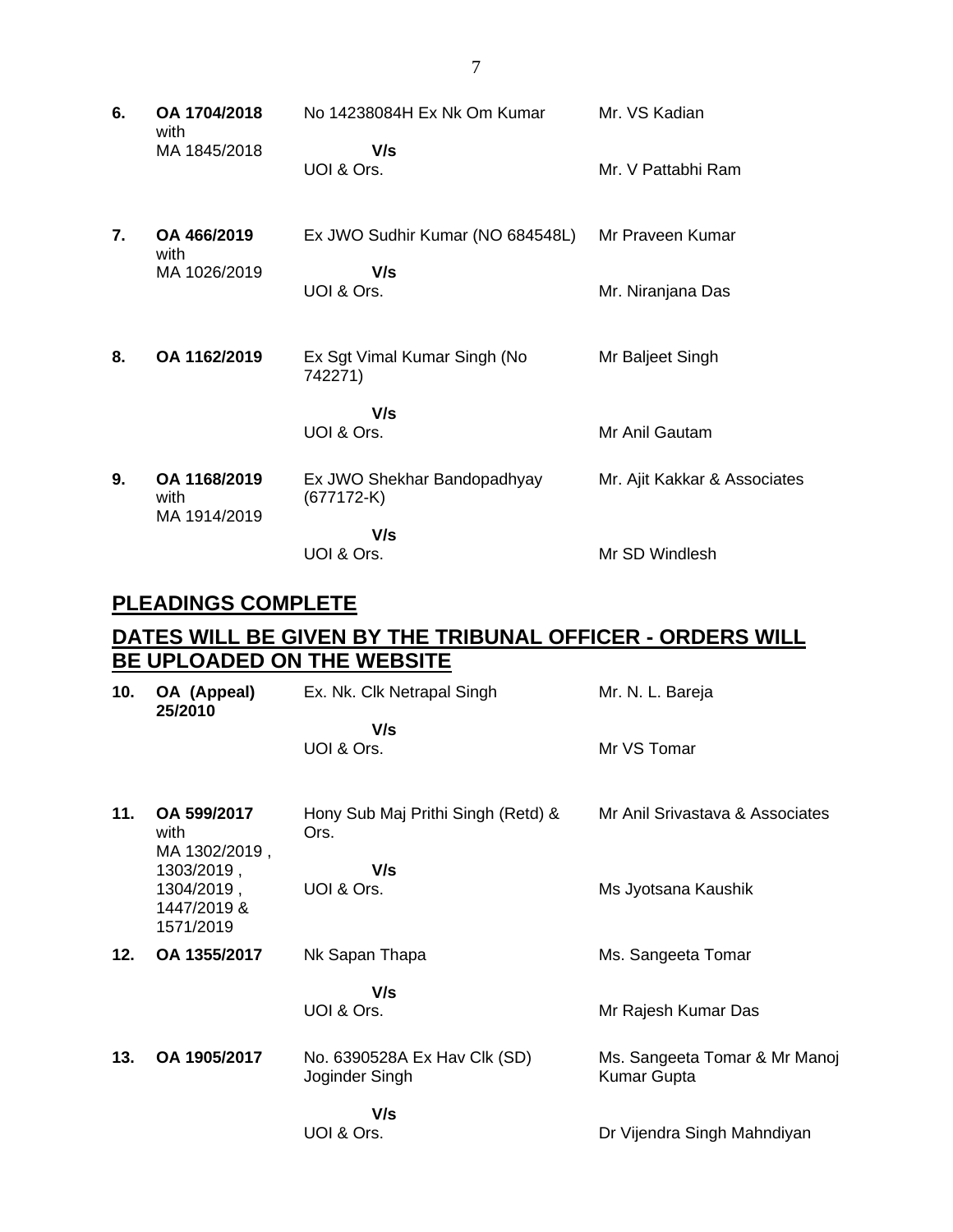| | | | |
|---|---|---|---|
| **6.** | **OA 1704/2018** with MA 1845/2018 | No 14238084H Ex Nk Om Kumar<br><br>**V/s**<br>UOI & Ors. | Mr. VS Kadian<br><br>Mr. V Pattabhi Ram |
| **7.** | **OA 466/2019** with MA 1026/2019 | Ex JWO Sudhir Kumar (NO 684548L)<br><br>**V/s**<br>UOI & Ors. | Mr Praveen Kumar<br><br>Mr. Niranjana Das |
| **8.** | **OA 1162/2019** | Ex Sgt Vimal Kumar Singh (No 742271)<br><br>**V/s**<br>UOI & Ors. | Mr Baljeet Singh<br><br>Mr Anil Gautam |
| **9.** | **OA 1168/2019** with MA 1914/2019 | Ex JWO Shekhar Bandopadhyay (677172-K)<br><br>**V/s**<br>UOI & Ors. | Mr. Ajit Kakkar & Associates<br><br>Mr SD Windlesh |

## PLEADINGS COMPLETE

## DATES WILL BE GIVEN BY THE TRIBUNAL OFFICER - ORDERS WILL BE UPLOADED ON THE WEBSITE

| | | | |
|---|---|---|---|
| **10.** | **OA (Appeal) 25/2010** | Ex. Nk. Clk Netrapal Singh<br><br>**V/s**<br>UOI & Ors. | Mr. N. L. Bareja<br><br>Mr VS Tomar |
| **11.** | **OA 599/2017** with MA 1302/2019, 1303/2019, 1304/2019, 1447/2019 & 1571/2019 | Hony Sub Maj Prithi Singh (Retd) & Ors.<br><br>**V/s**<br>UOI & Ors. | Mr Anil Srivastava & Associates<br><br>Ms Jyotsana Kaushik |
| **12.** | **OA 1355/2017** | Nk Sapan Thapa<br><br>**V/s**<br>UOI & Ors. | Ms. Sangeeta Tomar<br><br>Mr Rajesh Kumar Das |
| **13.** | **OA 1905/2017** | No. 6390528A Ex Hav Clk (SD) Joginder Singh<br><br>**V/s**<br>UOI & Ors. | Ms. Sangeeta Tomar & Mr Manoj Kumar Gupta<br><br>Dr Vijendra Singh Mahndiyan |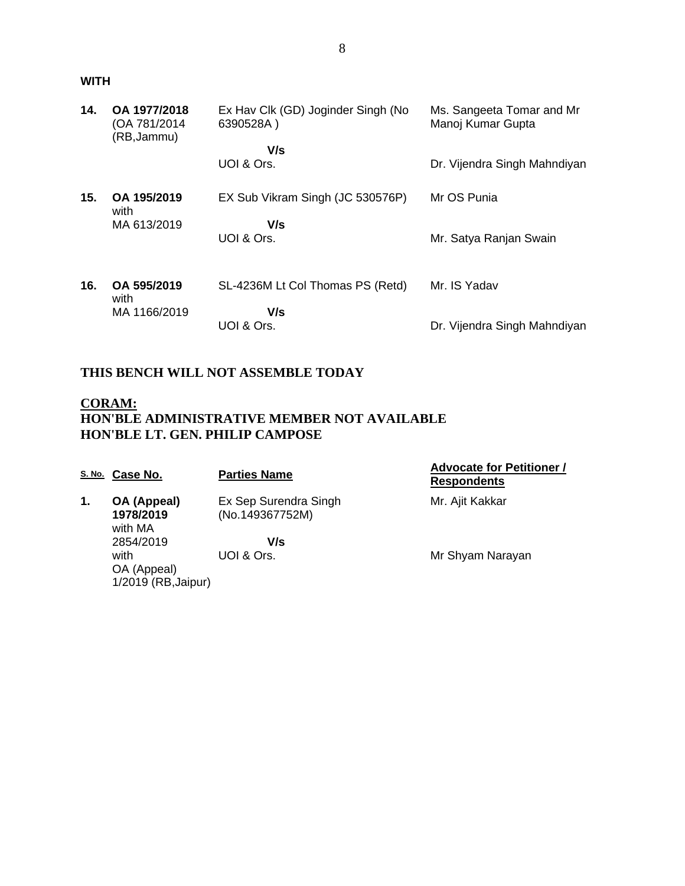**WITH**

| | | | |
|---|---|---|---|
| **14.** | **OA 1977/2018** (OA 781/2014 (RB,Jammu) | Ex Hav Clk (GD) Joginder Singh (No 6390528A ) **V/s** UOI & Ors. | Ms. Sangeeta Tomar and Mr Manoj Kumar Gupta<br>Dr. Vijendra Singh Mahndiyan |
| **15.** | **OA 195/2019** with MA 613/2019 | EX Sub Vikram Singh (JC 530576P) **V/s** UOI & Ors. | Mr OS Punia<br>Mr. Satya Ranjan Swain |
| **16.** | **OA 595/2019** with MA 1166/2019 | SL-4236M Lt Col Thomas PS (Retd) **V/s** UOI & Ors. | Mr. IS Yadav<br>Dr. Vijendra Singh Mahndiyan |

**THIS BENCH WILL NOT ASSEMBLE TODAY**

**CORAM:**
**HON'BLE ADMINISTRATIVE MEMBER NOT AVAILABLE**
**HON'BLE LT. GEN. PHILIP CAMPOSE**

| S. No. | Case No. | Parties Name | Advocate for Petitioner / Respondents |
|---|---|---|---|
| **1.** | **OA (Appeal) 1978/2019** with MA 2854/2019 with OA (Appeal) 1/2019 (RB,Jaipur) | Ex Sep Surendra Singh (No.149367752M) **V/s** UOI & Ors. | Mr. Ajit Kakkar<br>Mr Shyam Narayan |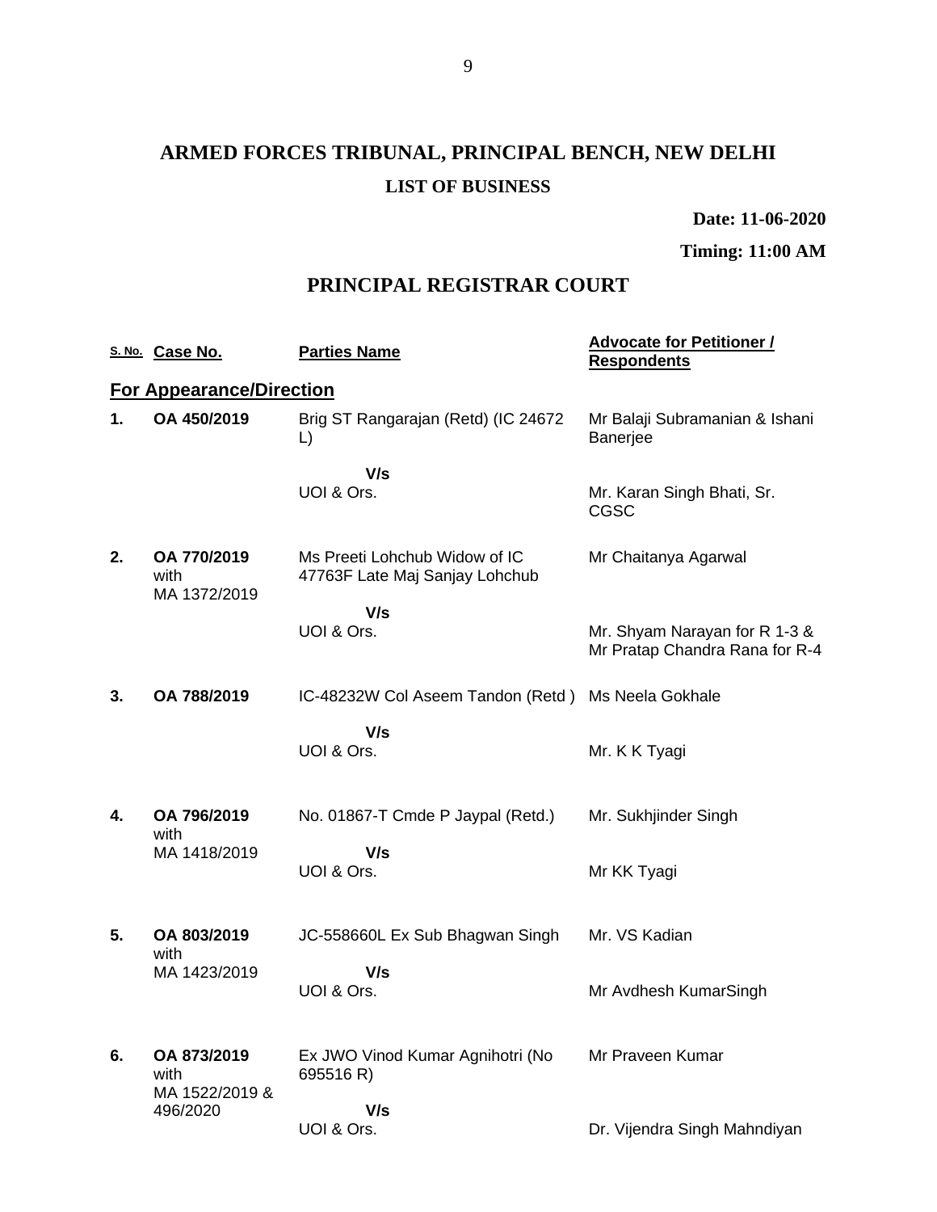# ARMED FORCES TRIBUNAL, PRINCIPAL BENCH, NEW DELHI

## LIST OF BUSINESS

**Date: 11-06-2020**

**Timing: 11:00 AM**

## PRINCIPAL REGISTRAR COURT

| S. No. | Case No. | Parties Name | Advocate for Petitioner / Respondents |
|---|---|---|---|
| **For Appearance/Direction** | | | |
| **1.** | **OA 450/2019** | Brig ST Rangarajan (Retd) (IC 24672 L)<br><br>**V/s**<br>UOI & Ors. | Mr Balaji Subramanian & Ishani Banerjee<br><br>Mr. Karan Singh Bhati, Sr. CGSC |
| **2.** | **OA 770/2019** with MA 1372/2019 | Ms Preeti Lohchub Widow of IC 47763F Late Maj Sanjay Lohchub<br><br>**V/s**<br>UOI & Ors. | Mr Chaitanya Agarwal<br><br>Mr. Shyam Narayan for R 1-3 & Mr Pratap Chandra Rana for R-4 |
| **3.** | **OA 788/2019** | IC-48232W Col Aseem Tandon (Retd )<br><br>**V/s**<br>UOI & Ors. | Ms Neela Gokhale<br><br>Mr. K K Tyagi |
| **4.** | **OA 796/2019** with MA 1418/2019 | No. 01867-T Cmde P Jaypal (Retd.)<br><br>**V/s**<br>UOI & Ors. | Mr. Sukhjinder Singh<br><br>Mr KK Tyagi |
| **5.** | **OA 803/2019** with MA 1423/2019 | JC-558660L Ex Sub Bhagwan Singh<br><br>**V/s**<br>UOI & Ors. | Mr. VS Kadian<br><br>Mr Avdhesh KumarSingh |
| **6.** | **OA 873/2019** with MA 1522/2019 & 496/2020 | Ex JWO Vinod Kumar Agnihotri (No 695516 R)<br><br>**V/s**<br>UOI & Ors. | Mr Praveen Kumar<br><br>Dr. Vijendra Singh Mahndiyan |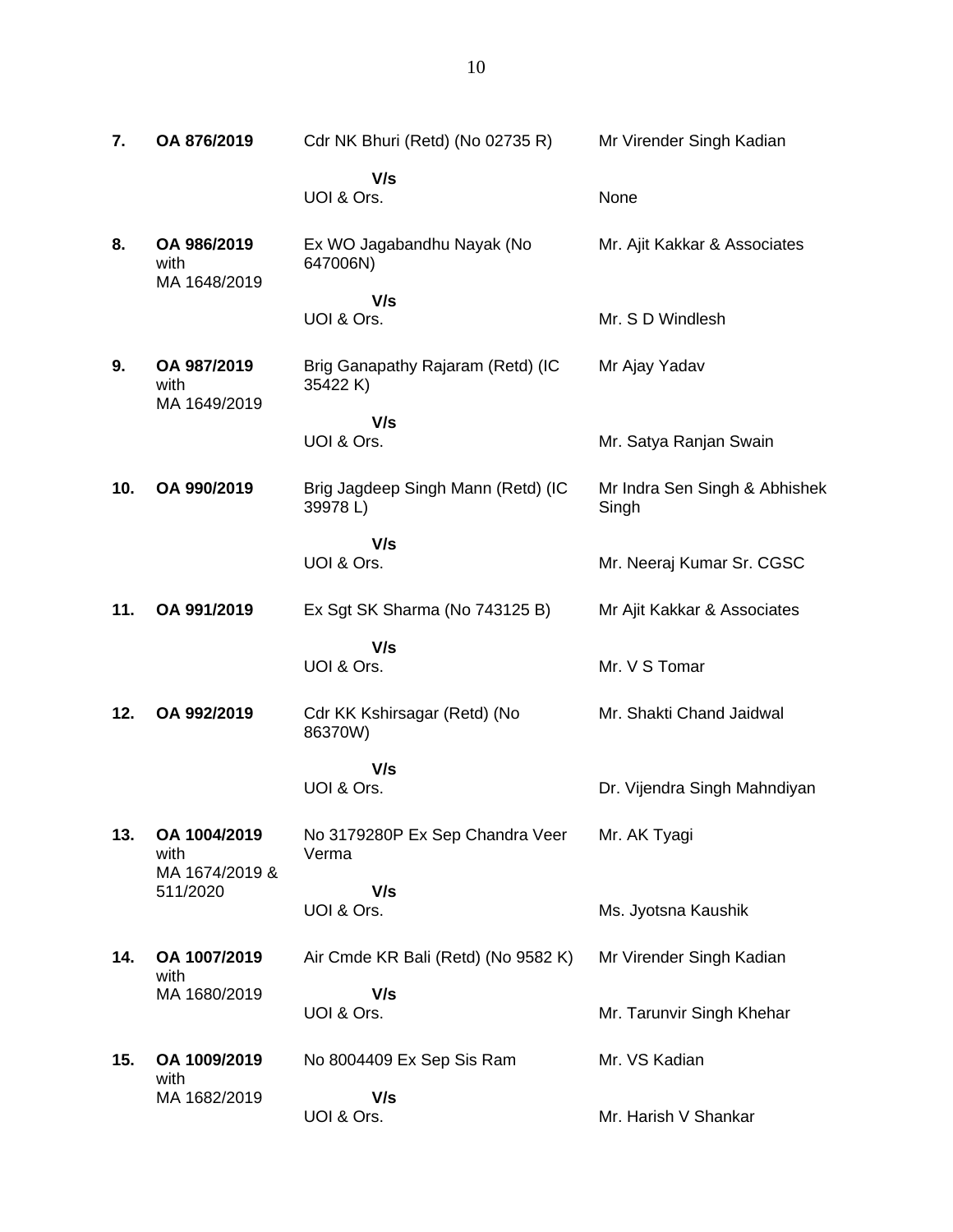| | | | |
|---|---|---|---|
| **7.** | **OA 876/2019** | Cdr NK Bhuri (Retd) (No 02735 R) | Mr Virender Singh Kadian |
| | | **V/s** | |
| | | UOI & Ors. | None |
| **8.** | **OA 986/2019** with MA 1648/2019 | Ex WO Jagabandhu Nayak (No 647006N) | Mr. Ajit Kakkar & Associates |
| | | **V/s** | |
| | | UOI & Ors. | Mr. S D Windlesh |
| **9.** | **OA 987/2019** with MA 1649/2019 | Brig Ganapathy Rajaram (Retd) (IC 35422 K) | Mr Ajay Yadav |
| | | **V/s** | |
| | | UOI & Ors. | Mr. Satya Ranjan Swain |
| **10.** | **OA 990/2019** | Brig Jagdeep Singh Mann (Retd) (IC 39978 L) | Mr Indra Sen Singh & Abhishek Singh |
| | | **V/s** | |
| | | UOI & Ors. | Mr. Neeraj Kumar Sr. CGSC |
| **11.** | **OA 991/2019** | Ex Sgt SK Sharma (No 743125 B) | Mr Ajit Kakkar & Associates |
| | | **V/s** | |
| | | UOI & Ors. | Mr. V S Tomar |
| **12.** | **OA 992/2019** | Cdr KK Kshirsagar (Retd) (No 86370W) | Mr. Shakti Chand Jaidwal |
| | | **V/s** | |
| | | UOI & Ors. | Dr. Vijendra Singh Mahndiyan |
| **13.** | **OA 1004/2019** with MA 1674/2019 & 511/2020 | No 3179280P Ex Sep Chandra Veer Verma | Mr. AK Tyagi |
| | | **V/s** | |
| | | UOI & Ors. | Ms. Jyotsna Kaushik |
| **14.** | **OA 1007/2019** with MA 1680/2019 | Air Cmde KR Bali (Retd) (No 9582 K) | Mr Virender Singh Kadian |
| | | **V/s** | |
| | | UOI & Ors. | Mr. Tarunvir Singh Khehar |
| **15.** | **OA 1009/2019** with MA 1682/2019 | No 8004409 Ex Sep Sis Ram | Mr. VS Kadian |
| | | **V/s** | |
| | | UOI & Ors. | Mr. Harish V Shankar |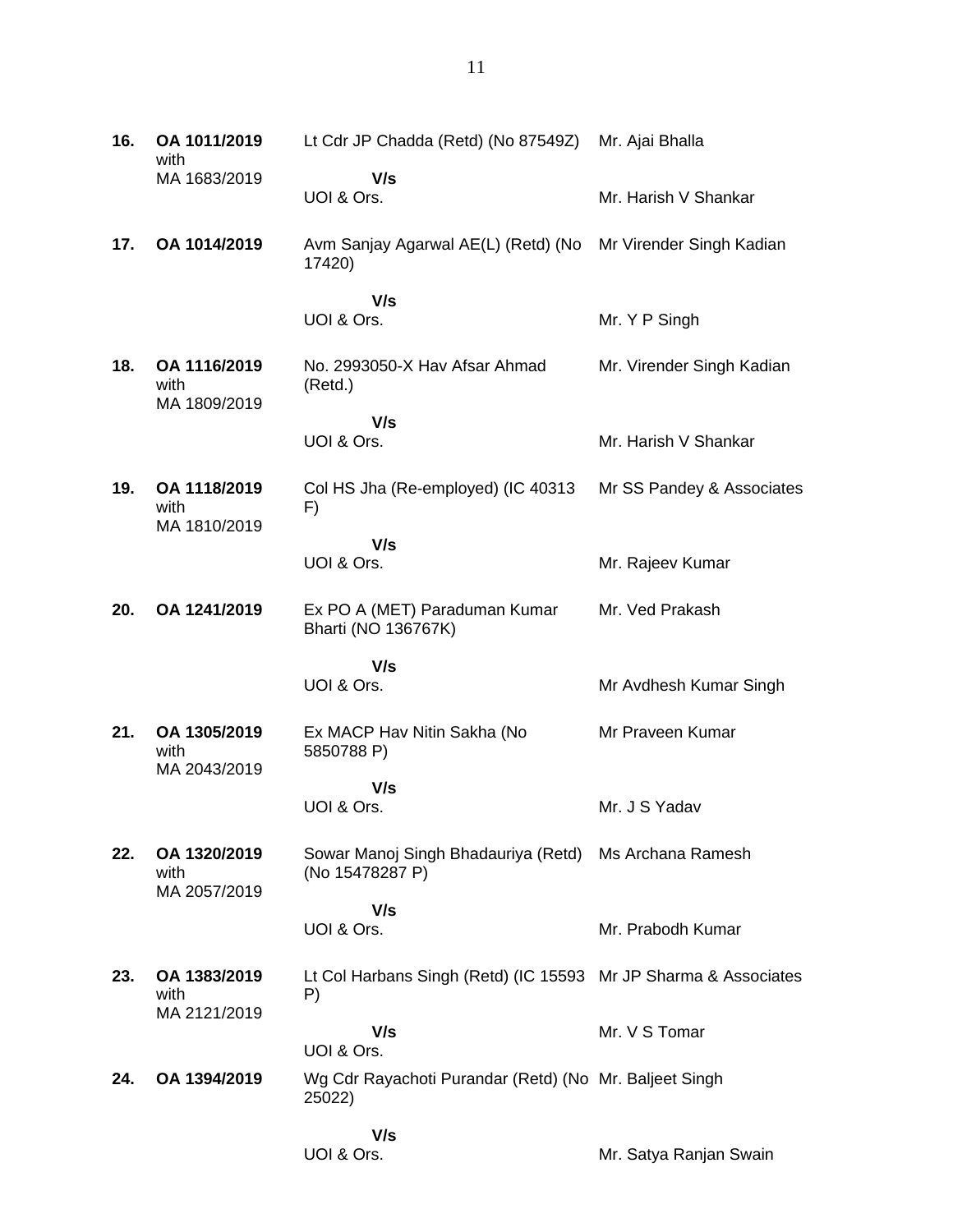| | | | |
|---|---|---|---|
| **16.** | **OA 1011/2019** with MA 1683/2019 | Lt Cdr JP Chadda (Retd) (No 87549Z) **V/s** UOI & Ors. | Mr. Ajai Bhalla<br><br>Mr. Harish V Shankar |
| **17.** | **OA 1014/2019** | Avm Sanjay Agarwal AE(L) (Retd) (No 17420) **V/s** UOI & Ors. | Mr Virender Singh Kadian<br><br>Mr. Y P Singh |
| **18.** | **OA 1116/2019** with MA 1809/2019 | No. 2993050-X Hav Afsar Ahmad (Retd.) **V/s** UOI & Ors. | Mr. Virender Singh Kadian<br><br>Mr. Harish V Shankar |
| **19.** | **OA 1118/2019** with MA 1810/2019 | Col HS Jha (Re-employed) (IC 40313 F) **V/s** UOI & Ors. | Mr SS Pandey & Associates<br><br>Mr. Rajeev Kumar |
| **20.** | **OA 1241/2019** | Ex PO A (MET) Paraduman Kumar Bharti (NO 136767K) **V/s** UOI & Ors. | Mr. Ved Prakash<br><br>Mr Avdhesh Kumar Singh |
| **21.** | **OA 1305/2019** with MA 2043/2019 | Ex MACP Hav Nitin Sakha (No 5850788 P) **V/s** UOI & Ors. | Mr Praveen Kumar<br><br>Mr. J S Yadav |
| **22.** | **OA 1320/2019** with MA 2057/2019 | Sowar Manoj Singh Bhadauriya (Retd) (No 15478287 P) **V/s** UOI & Ors. | Ms Archana Ramesh<br><br>Mr. Prabodh Kumar |
| **23.** | **OA 1383/2019** with MA 2121/2019 | Lt Col Harbans Singh (Retd) (IC 15593 P) **V/s** UOI & Ors. | Mr JP Sharma & Associates<br><br>Mr. V S Tomar |
| **24.** | **OA 1394/2019** | Wg Cdr Rayachoti Purandar (Retd) (No 25022) **V/s** UOI & Ors. | Mr. Baljeet Singh<br><br>Mr. Satya Ranjan Swain |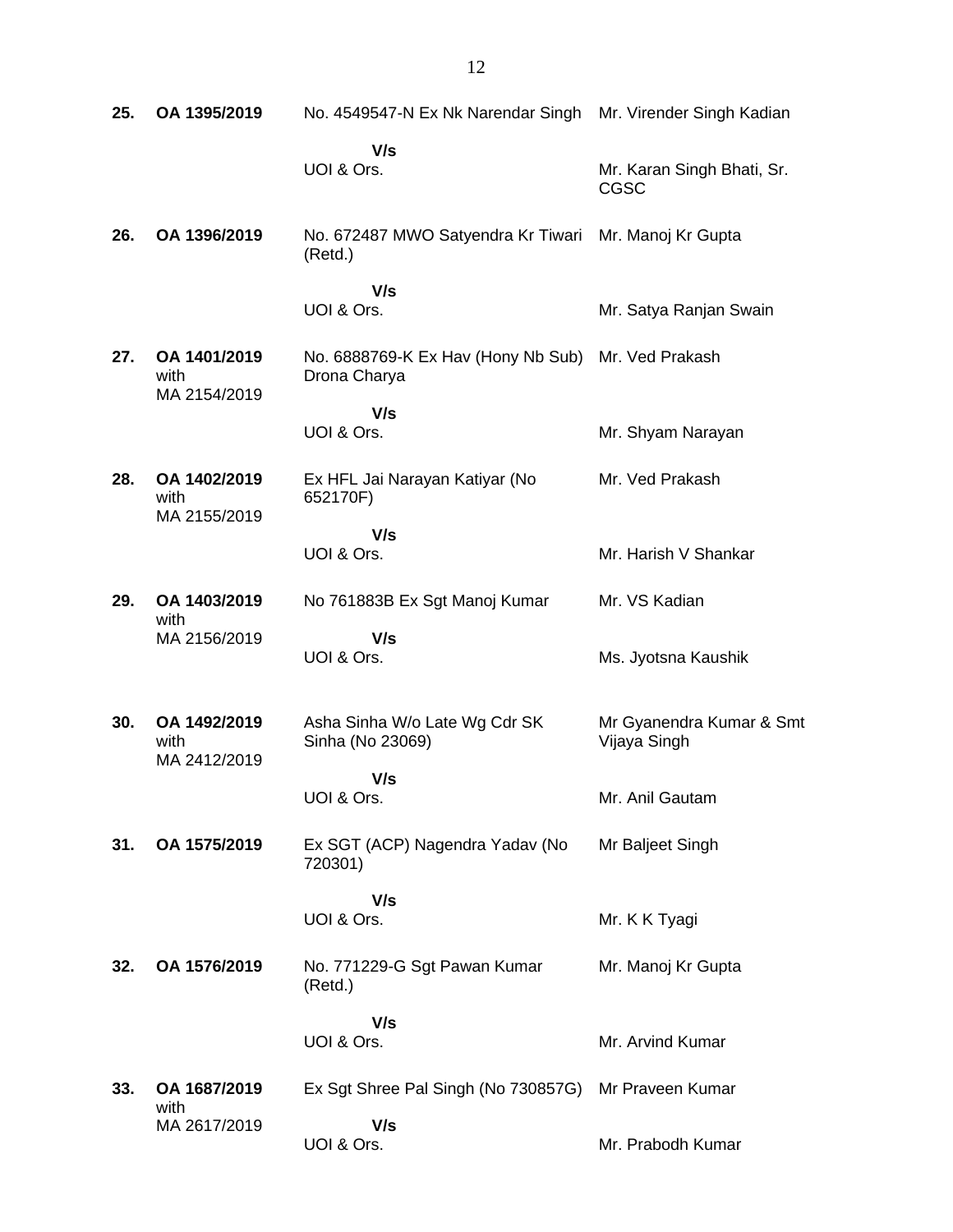| | | | |
|---|---|---|---|
| **25.** | **OA 1395/2019** | No. 4549547-N Ex Nk Narendar Singh | Mr. Virender Singh Kadian |
| | | **V/s** | |
| | | UOI & Ors. | Mr. Karan Singh Bhati, Sr. CGSC |
| **26.** | **OA 1396/2019** | No. 672487 MWO Satyendra Kr Tiwari (Retd.) | Mr. Manoj Kr Gupta |
| | | **V/s** | |
| | | UOI & Ors. | Mr. Satya Ranjan Swain |
| **27.** | **OA 1401/2019** with MA 2154/2019 | No. 6888769-K Ex Hav (Hony Nb Sub) Drona Charya | Mr. Ved Prakash |
| | | **V/s** | |
| | | UOI & Ors. | Mr. Shyam Narayan |
| **28.** | **OA 1402/2019** with MA 2155/2019 | Ex HFL Jai Narayan Katiyar (No 652170F) | Mr. Ved Prakash |
| | | **V/s** | |
| | | UOI & Ors. | Mr. Harish V Shankar |
| **29.** | **OA 1403/2019** with MA 2156/2019 | No 761883B Ex Sgt Manoj Kumar | Mr. VS Kadian |
| | | **V/s** | |
| | | UOI & Ors. | Ms. Jyotsna Kaushik |
| **30.** | **OA 1492/2019** with MA 2412/2019 | Asha Sinha W/o Late Wg Cdr SK Sinha (No 23069) | Mr Gyanendra Kumar & Smt Vijaya Singh |
| | | **V/s** | |
| | | UOI & Ors. | Mr. Anil Gautam |
| **31.** | **OA 1575/2019** | Ex SGT (ACP) Nagendra Yadav (No 720301) | Mr Baljeet Singh |
| | | **V/s** | |
| | | UOI & Ors. | Mr. K K Tyagi |
| **32.** | **OA 1576/2019** | No. 771229-G Sgt Pawan Kumar (Retd.) | Mr. Manoj Kr Gupta |
| | | **V/s** | |
| | | UOI & Ors. | Mr. Arvind Kumar |
| **33.** | **OA 1687/2019** with MA 2617/2019 | Ex Sgt Shree Pal Singh (No 730857G) | Mr Praveen Kumar |
| | | **V/s** | |
| | | UOI & Ors. | Mr. Prabodh Kumar |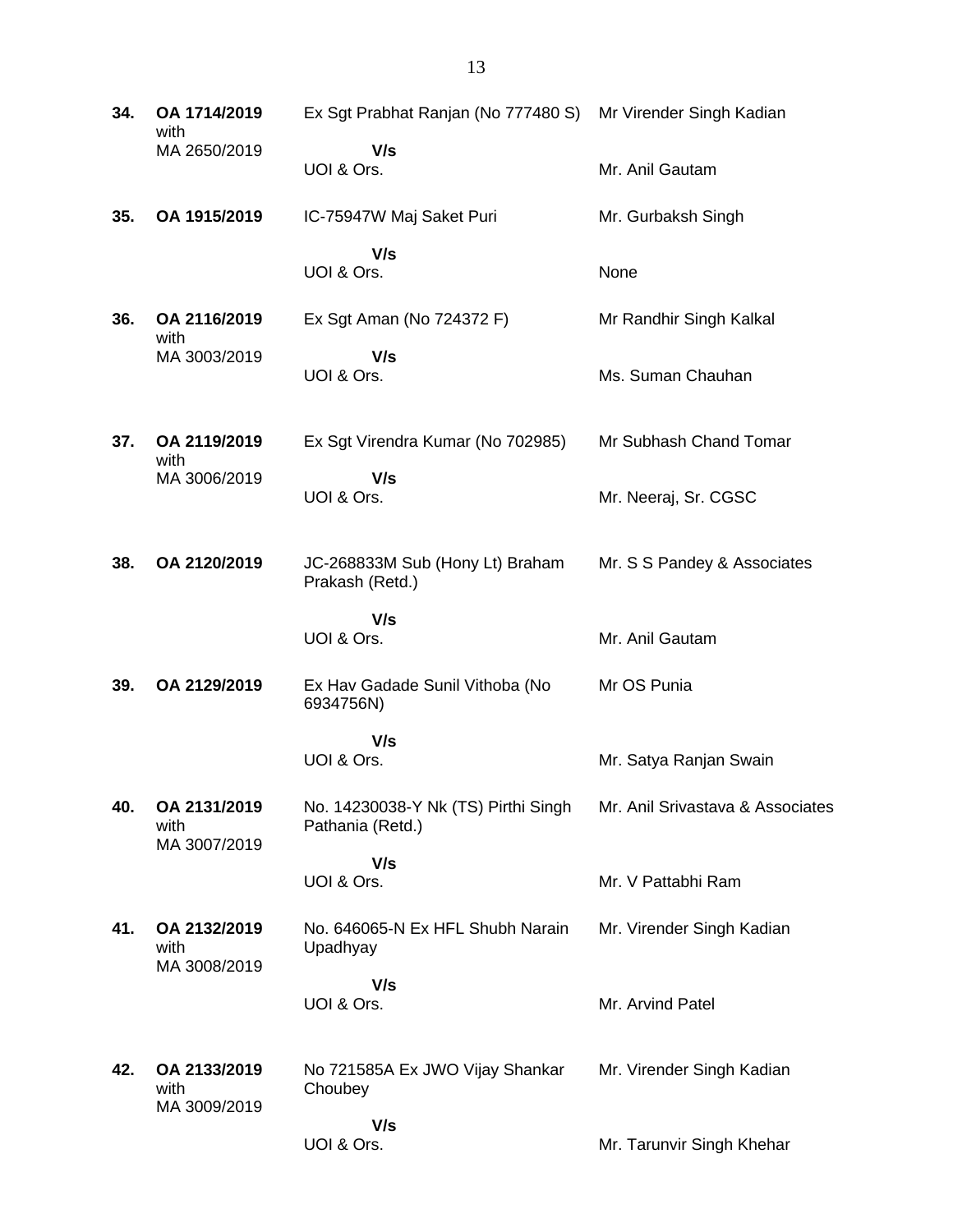| | | | |
|---|---|---|---|
| **34.** | **OA 1714/2019** with MA 2650/2019 | Ex Sgt Prabhat Ranjan (No 777480 S) **V/s** UOI & Ors. | Mr Virender Singh Kadian<br><br>Mr. Anil Gautam |
| **35.** | **OA 1915/2019** | IC-75947W Maj Saket Puri **V/s** UOI & Ors. | Mr. Gurbaksh Singh<br><br>None |
| **36.** | **OA 2116/2019** with MA 3003/2019 | Ex Sgt Aman (No 724372 F) **V/s** UOI & Ors. | Mr Randhir Singh Kalkal<br><br>Ms. Suman Chauhan |
| **37.** | **OA 2119/2019** with MA 3006/2019 | Ex Sgt Virendra Kumar (No 702985) **V/s** UOI & Ors. | Mr Subhash Chand Tomar<br><br>Mr. Neeraj, Sr. CGSC |
| **38.** | **OA 2120/2019** | JC-268833M Sub (Hony Lt) Braham Prakash (Retd.) **V/s** UOI & Ors. | Mr. S S Pandey & Associates<br><br>Mr. Anil Gautam |
| **39.** | **OA 2129/2019** | Ex Hav Gadade Sunil Vithoba (No 6934756N) **V/s** UOI & Ors. | Mr OS Punia<br><br>Mr. Satya Ranjan Swain |
| **40.** | **OA 2131/2019** with MA 3007/2019 | No. 14230038-Y Nk (TS) Pirthi Singh Pathania (Retd.) **V/s** UOI & Ors. | Mr. Anil Srivastava & Associates<br><br>Mr. V Pattabhi Ram |
| **41.** | **OA 2132/2019** with MA 3008/2019 | No. 646065-N Ex HFL Shubh Narain Upadhyay **V/s** UOI & Ors. | Mr. Virender Singh Kadian<br><br>Mr. Arvind Patel |
| **42.** | **OA 2133/2019** with MA 3009/2019 | No 721585A Ex JWO Vijay Shankar Choubey **V/s** UOI & Ors. | Mr. Virender Singh Kadian<br><br>Mr. Tarunvir Singh Khehar |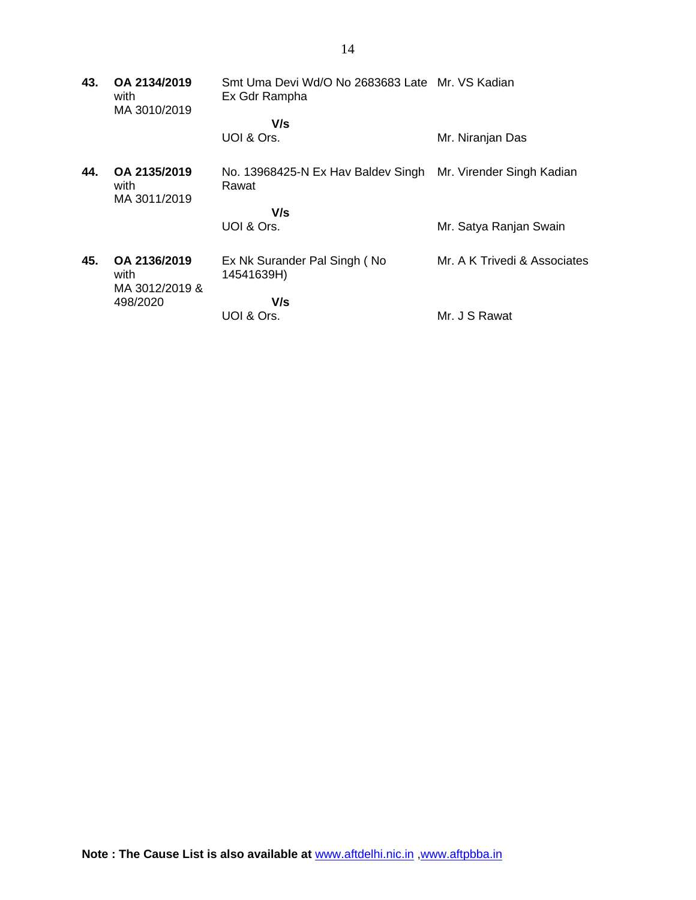| | | | |
|---|---|---|---|
| **43.** | **OA 2134/2019** with MA 3010/2019 | Smt Uma Devi Wd/O No 2683683 Late Ex Gdr Rampha | Mr. VS Kadian |
| | | **V/s** | |
| | | UOI & Ors. | Mr. Niranjan Das |
| **44.** | **OA 2135/2019** with MA 3011/2019 | No. 13968425-N Ex Hav Baldev Singh Rawat | Mr. Virender Singh Kadian |
| | | **V/s** | |
| | | UOI & Ors. | Mr. Satya Ranjan Swain |
| **45.** | **OA 2136/2019** with MA 3012/2019 & 498/2020 | Ex Nk Surander Pal Singh ( No 14541639H) | Mr. A K Trivedi & Associates |
| | | **V/s** | |
| | | UOI & Ors. | Mr. J S Rawat |

**Note : The Cause List is also available at** www.aftdelhi.nic.in ,www.aftpbba.in